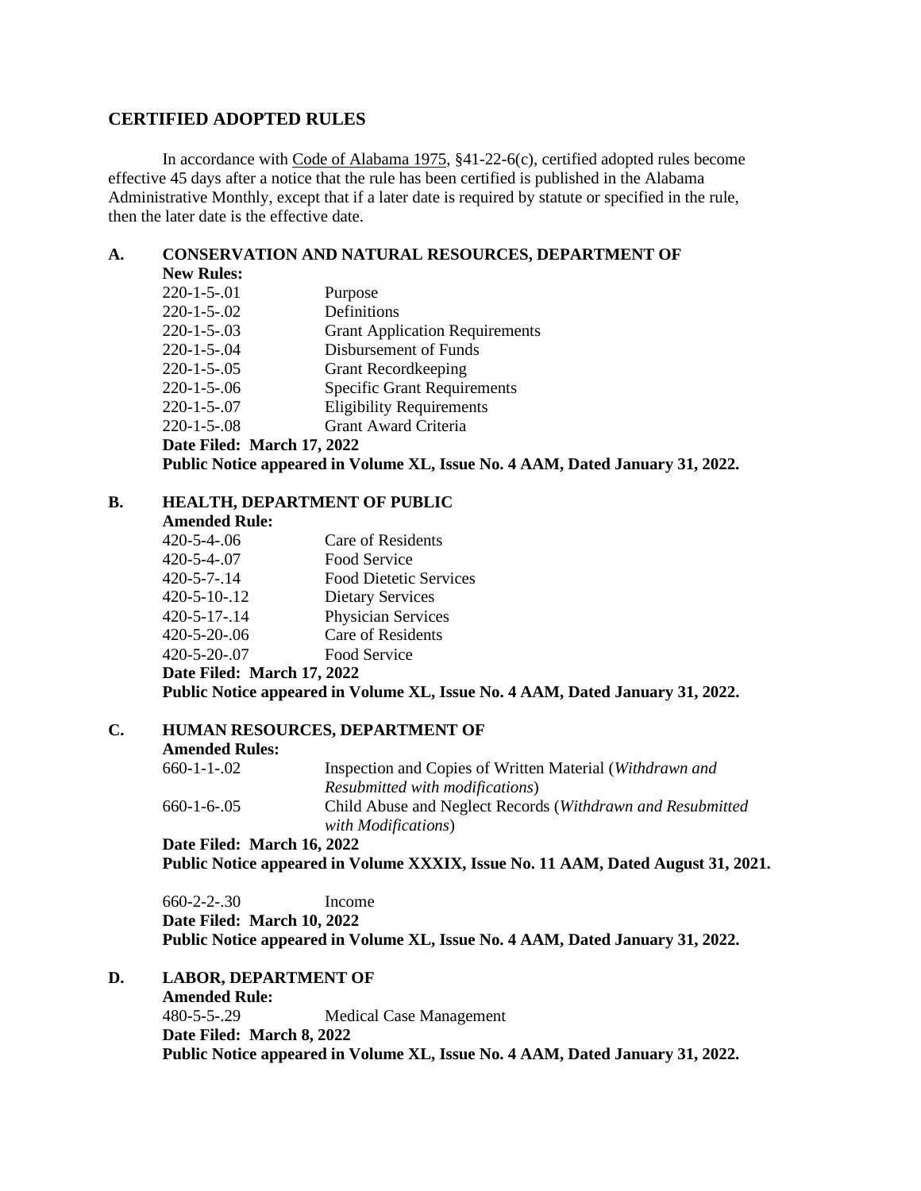## CERTIFIED ADOPTED RULES

In accordance with Code of Alabama 1975, §41-22-6(c), certified adopted rules become effective 45 days after a notice that the rule has been certified is published in the Alabama Administrative Monthly, except that if a later date is required by statute or specified in the rule, then the later date is the effective date.

### A. CONSERVATION AND NATURAL RESOURCES, DEPARTMENT OF

**New Rules:**

| | |
|---|---|
| 220-1-5-.01 | Purpose |
| 220-1-5-.02 | Definitions |
| 220-1-5-.03 | Grant Application Requirements |
| 220-1-5-.04 | Disbursement of Funds |
| 220-1-5-.05 | Grant Recordkeeping |
| 220-1-5-.06 | Specific Grant Requirements |
| 220-1-5-.07 | Eligibility Requirements |
| 220-1-5-.08 | Grant Award Criteria |

**Date Filed: March 17, 2022**

**Public Notice appeared in Volume XL, Issue No. 4 AAM, Dated January 31, 2022.**

### B. HEALTH, DEPARTMENT OF PUBLIC

**Amended Rule:**

| | |
|---|---|
| 420-5-4-.06 | Care of Residents |
| 420-5-4-.07 | Food Service |
| 420-5-7-.14 | Food Dietetic Services |
| 420-5-10-.12 | Dietary Services |
| 420-5-17-.14 | Physician Services |
| 420-5-20-.06 | Care of Residents |
| 420-5-20-.07 | Food Service |

**Date Filed: March 17, 2022**

**Public Notice appeared in Volume XL, Issue No. 4 AAM, Dated January 31, 2022.**

### C. HUMAN RESOURCES, DEPARTMENT OF

**Amended Rules:**

| | |
|---|---|
| 660-1-1-.02 | Inspection and Copies of Written Material (*Withdrawn and Resubmitted with modifications*) |
| 660-1-6-.05 | Child Abuse and Neglect Records (*Withdrawn and Resubmitted with Modifications*) |

**Date Filed: March 16, 2022**

**Public Notice appeared in Volume XXXIX, Issue No. 11 AAM, Dated August 31, 2021.**

| | |
|---|---|
| 660-2-2-.30 | Income |

**Date Filed: March 10, 2022**

**Public Notice appeared in Volume XL, Issue No. 4 AAM, Dated January 31, 2022.**

### D. LABOR, DEPARTMENT OF

**Amended Rule:**

| | |
|---|---|
| 480-5-5-.29 | Medical Case Management |

**Date Filed: March 8, 2022**

**Public Notice appeared in Volume XL, Issue No. 4 AAM, Dated January 31, 2022.**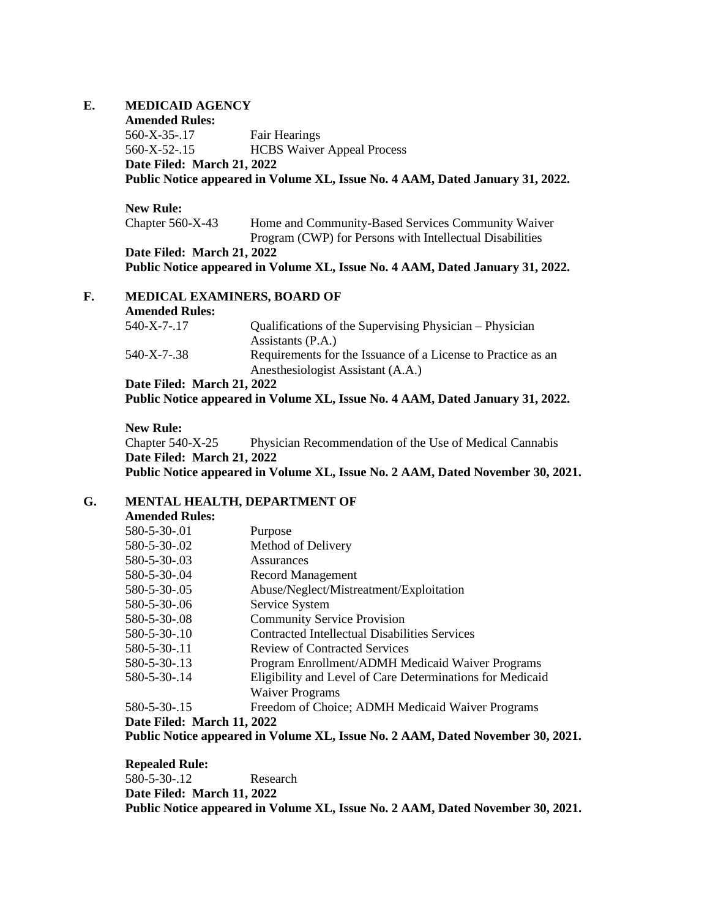## E. MEDICAID AGENCY

**Amended Rules:**

| | |
|---|---|
| 560-X-35-.17 | Fair Hearings |
| 560-X-52-.15 | HCBS Waiver Appeal Process |

**Date Filed: March 21, 2022**
**Public Notice appeared in Volume XL, Issue No. 4 AAM, Dated January 31, 2022.**

**New Rule:**

| | |
|---|---|
| Chapter 560-X-43 | Home and Community-Based Services Community Waiver Program (CWP) for Persons with Intellectual Disabilities |

**Date Filed: March 21, 2022**
**Public Notice appeared in Volume XL, Issue No. 4 AAM, Dated January 31, 2022.**

## F. MEDICAL EXAMINERS, BOARD OF

**Amended Rules:**

| | |
|---|---|
| 540-X-7-.17 | Qualifications of the Supervising Physician – Physician Assistants (P.A.) |
| 540-X-7-.38 | Requirements for the Issuance of a License to Practice as an Anesthesiologist Assistant (A.A.) |

**Date Filed: March 21, 2022**
**Public Notice appeared in Volume XL, Issue No. 4 AAM, Dated January 31, 2022.**

**New Rule:**

| | |
|---|---|
| Chapter 540-X-25 | Physician Recommendation of the Use of Medical Cannabis |

**Date Filed: March 21, 2022**
**Public Notice appeared in Volume XL, Issue No. 2 AAM, Dated November 30, 2021.**

## G. MENTAL HEALTH, DEPARTMENT OF

**Amended Rules:**

| | |
|---|---|
| 580-5-30-.01 | Purpose |
| 580-5-30-.02 | Method of Delivery |
| 580-5-30-.03 | Assurances |
| 580-5-30-.04 | Record Management |
| 580-5-30-.05 | Abuse/Neglect/Mistreatment/Exploitation |
| 580-5-30-.06 | Service System |
| 580-5-30-.08 | Community Service Provision |
| 580-5-30-.10 | Contracted Intellectual Disabilities Services |
| 580-5-30-.11 | Review of Contracted Services |
| 580-5-30-.13 | Program Enrollment/ADMH Medicaid Waiver Programs |
| 580-5-30-.14 | Eligibility and Level of Care Determinations for Medicaid Waiver Programs |
| 580-5-30-.15 | Freedom of Choice; ADMH Medicaid Waiver Programs |

**Date Filed: March 11, 2022**
**Public Notice appeared in Volume XL, Issue No. 2 AAM, Dated November 30, 2021.**

**Repealed Rule:**

| | |
|---|---|
| 580-5-30-.12 | Research |

**Date Filed: March 11, 2022**
**Public Notice appeared in Volume XL, Issue No. 2 AAM, Dated November 30, 2021.**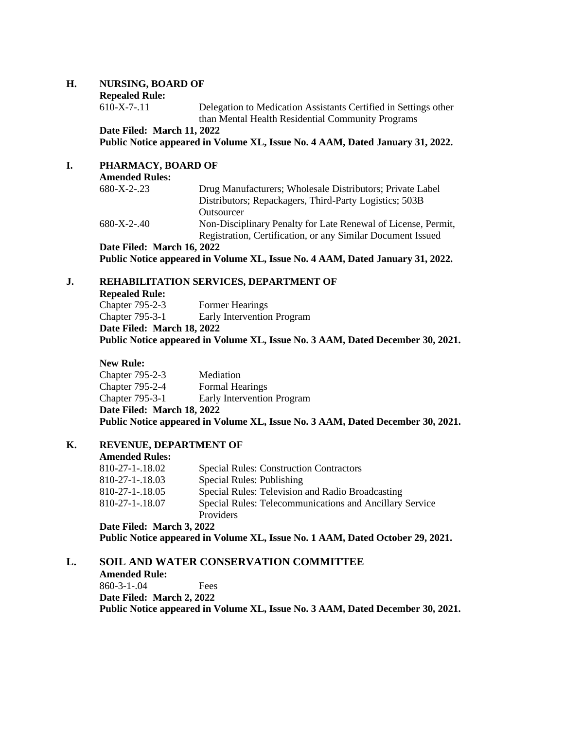**H. NURSING, BOARD OF**

**Repealed Rule:**

610-X-7-.11 Delegation to Medication Assistants Certified in Settings other than Mental Health Residential Community Programs

**Date Filed: March 11, 2022**

**Public Notice appeared in Volume XL, Issue No. 4 AAM, Dated January 31, 2022.**

**I. PHARMACY, BOARD OF**

**Amended Rules:**

680-X-2-.23 Drug Manufacturers; Wholesale Distributors; Private Label Distributors; Repackagers, Third-Party Logistics; 503B Outsourcer

680-X-2-.40 Non-Disciplinary Penalty for Late Renewal of License, Permit, Registration, Certification, or any Similar Document Issued

**Date Filed: March 16, 2022**

**Public Notice appeared in Volume XL, Issue No. 4 AAM, Dated January 31, 2022.**

**J. REHABILITATION SERVICES, DEPARTMENT OF**

**Repealed Rule:**

Chapter 795-2-3 Former Hearings

Chapter 795-3-1 Early Intervention Program

**Date Filed: March 18, 2022**

**Public Notice appeared in Volume XL, Issue No. 3 AAM, Dated December 30, 2021.**

**New Rule:**

Chapter 795-2-3 Mediation

Chapter 795-2-4 Formal Hearings

Chapter 795-3-1 Early Intervention Program

**Date Filed: March 18, 2022**

**Public Notice appeared in Volume XL, Issue No. 3 AAM, Dated December 30, 2021.**

**K. REVENUE, DEPARTMENT OF**

**Amended Rules:**

810-27-1-.18.02 Special Rules: Construction Contractors

810-27-1-.18.03 Special Rules: Publishing

810-27-1-.18.05 Special Rules: Television and Radio Broadcasting

810-27-1-.18.07 Special Rules: Telecommunications and Ancillary Service Providers

**Date Filed: March 3, 2022**

**Public Notice appeared in Volume XL, Issue No. 1 AAM, Dated October 29, 2021.**

**L. SOIL AND WATER CONSERVATION COMMITTEE**

**Amended Rule:**

860-3-1-.04 Fees

**Date Filed: March 2, 2022**

**Public Notice appeared in Volume XL, Issue No. 3 AAM, Dated December 30, 2021.**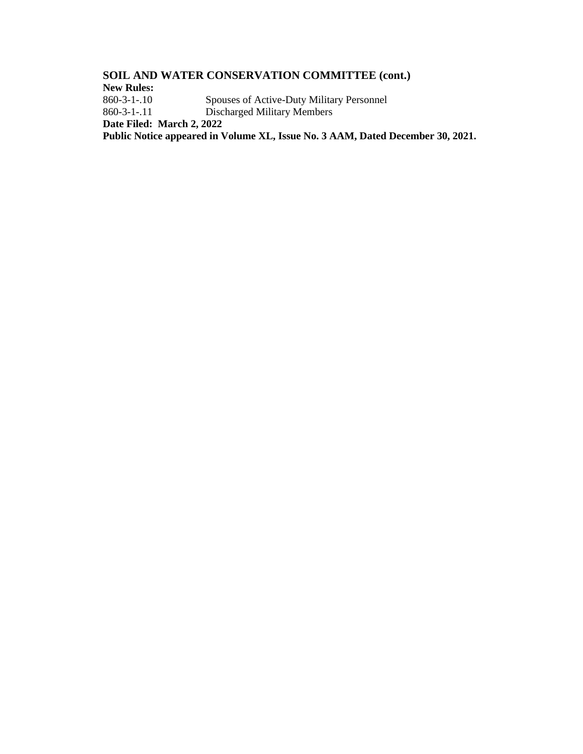**SOIL AND WATER CONSERVATION COMMITTEE (cont.)**

**New Rules:**

| | |
|---|---|
| 860-3-1-.10 | Spouses of Active-Duty Military Personnel |
| 860-3-1-.11 | Discharged Military Members |

**Date Filed: March 2, 2022**

**Public Notice appeared in Volume XL, Issue No. 3 AAM, Dated December 30, 2021.**